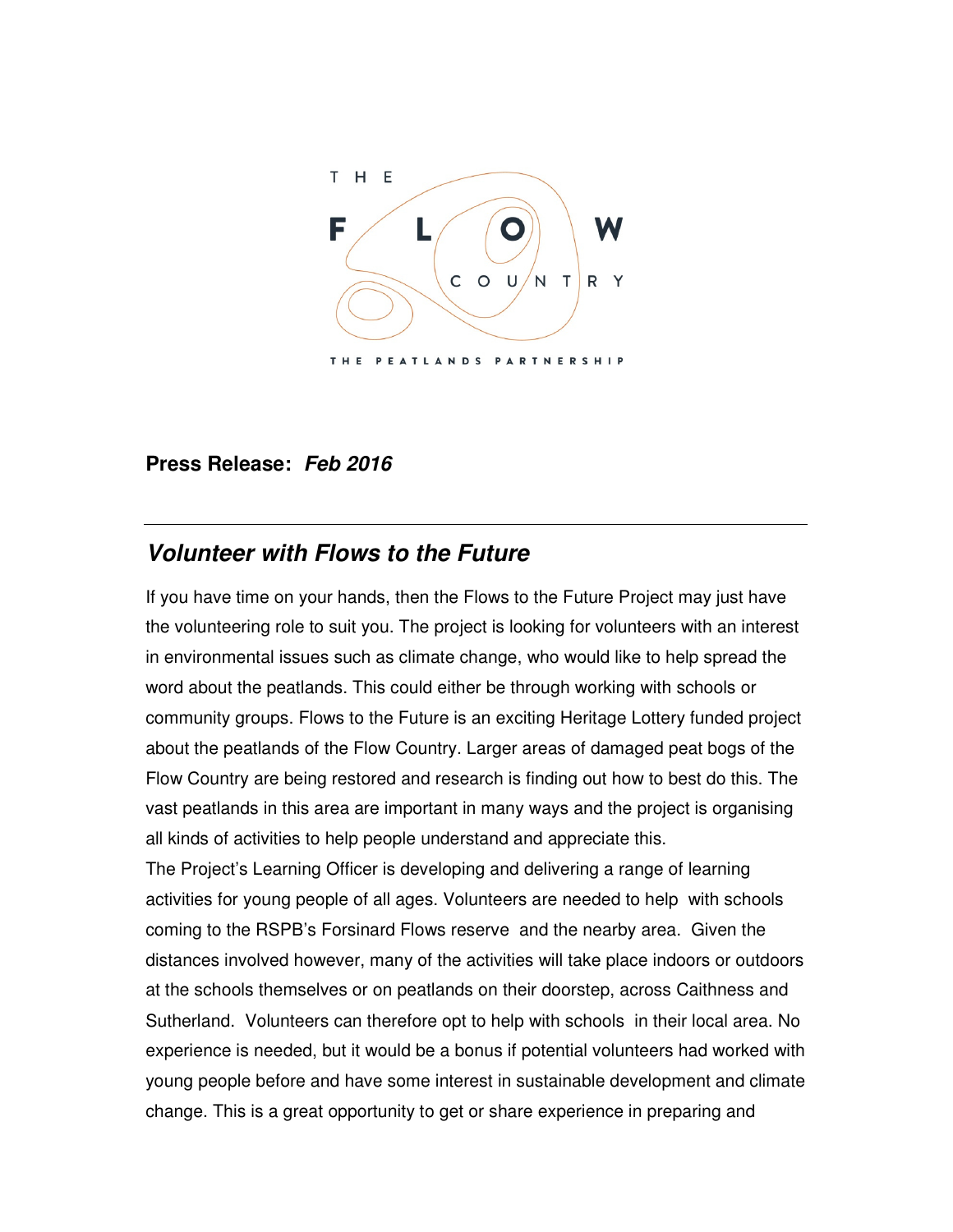THE FLOW COUNTRY

THE PEATLANDS PARTNERSHIP

**Press Release:** ***Feb 2016***

---

## *Volunteer with Flows to the Future*

If you have time on your hands, then the Flows to the Future Project may just have the volunteering role to suit you. The project is looking for volunteers with an interest in environmental issues such as climate change, who would like to help spread the word about the peatlands. This could either be through working with schools or community groups. Flows to the Future is an exciting Heritage Lottery funded project about the peatlands of the Flow Country. Larger areas of damaged peat bogs of the Flow Country are being restored and research is finding out how to best do this. The vast peatlands in this area are important in many ways and the project is organising all kinds of activities to help people understand and appreciate this.

The Project's Learning Officer is developing and delivering a range of learning activities for young people of all ages. Volunteers are needed to help with schools coming to the RSPB's Forsinard Flows reserve and the nearby area. Given the distances involved however, many of the activities will take place indoors or outdoors at the schools themselves or on peatlands on their doorstep, across Caithness and Sutherland. Volunteers can therefore opt to help with schools in their local area. No experience is needed, but it would be a bonus if potential volunteers had worked with young people before and have some interest in sustainable development and climate change. This is a great opportunity to get or share experience in preparing and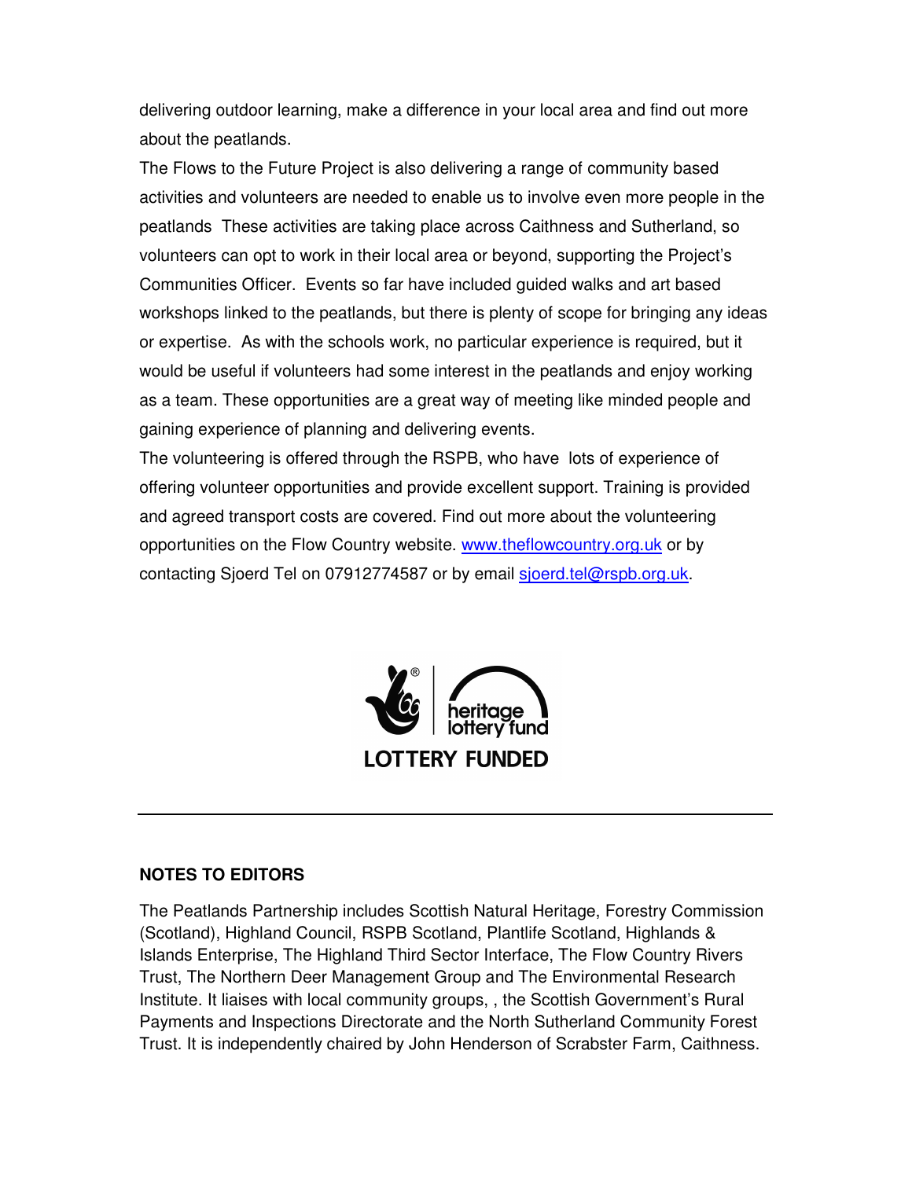delivering outdoor learning, make a difference in your local area and find out more about the peatlands.

The Flows to the Future Project is also delivering a range of community based activities and volunteers are needed to enable us to involve even more people in the peatlands These activities are taking place across Caithness and Sutherland, so volunteers can opt to work in their local area or beyond, supporting the Project's Communities Officer. Events so far have included guided walks and art based workshops linked to the peatlands, but there is plenty of scope for bringing any ideas or expertise. As with the schools work, no particular experience is required, but it would be useful if volunteers had some interest in the peatlands and enjoy working as a team. These opportunities are a great way of meeting like minded people and gaining experience of planning and delivering events.

The volunteering is offered through the RSPB, who have lots of experience of offering volunteer opportunities and provide excellent support. Training is provided and agreed transport costs are covered. Find out more about the volunteering opportunities on the Flow Country website. [www.theflowcountry.org.uk](http://www.theflowcountry.org.uk) or by contacting Sjoerd Tel on 07912774587 or by email [sjoerd.tel@rspb.org.uk](mailto:sjoerd.tel@rspb.org.uk).

heritage lottery fund

LOTTERY FUNDED

---

**NOTES TO EDITORS**

The Peatlands Partnership includes Scottish Natural Heritage, Forestry Commission (Scotland), Highland Council, RSPB Scotland, Plantlife Scotland, Highlands & Islands Enterprise, The Highland Third Sector Interface, The Flow Country Rivers Trust, The Northern Deer Management Group and The Environmental Research Institute. It liaises with local community groups, , the Scottish Government's Rural Payments and Inspections Directorate and the North Sutherland Community Forest Trust. It is independently chaired by John Henderson of Scrabster Farm, Caithness.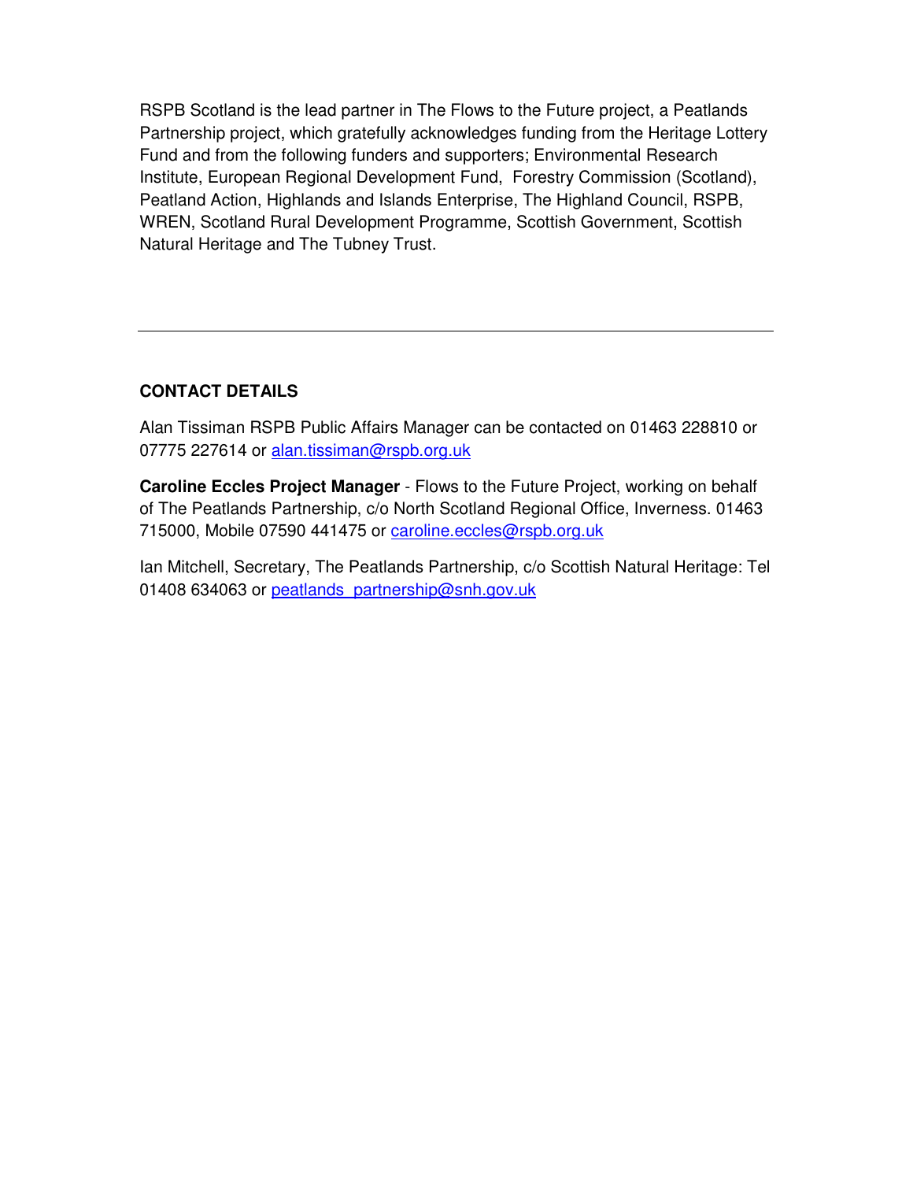RSPB Scotland is the lead partner in The Flows to the Future project, a Peatlands Partnership project, which gratefully acknowledges funding from the Heritage Lottery Fund and from the following funders and supporters; Environmental Research Institute, European Regional Development Fund, Forestry Commission (Scotland), Peatland Action, Highlands and Islands Enterprise, The Highland Council, RSPB, WREN, Scotland Rural Development Programme, Scottish Government, Scottish Natural Heritage and The Tubney Trust.

---

**CONTACT DETAILS**

Alan Tissiman RSPB Public Affairs Manager can be contacted on 01463 228810 or 07775 227614 or alan.tissiman@rspb.org.uk

**Caroline Eccles Project Manager** - Flows to the Future Project, working on behalf of The Peatlands Partnership, c/o North Scotland Regional Office, Inverness. 01463 715000, Mobile 07590 441475 or caroline.eccles@rspb.org.uk

Ian Mitchell, Secretary, The Peatlands Partnership, c/o Scottish Natural Heritage: Tel 01408 634063 or peatlands_partnership@snh.gov.uk